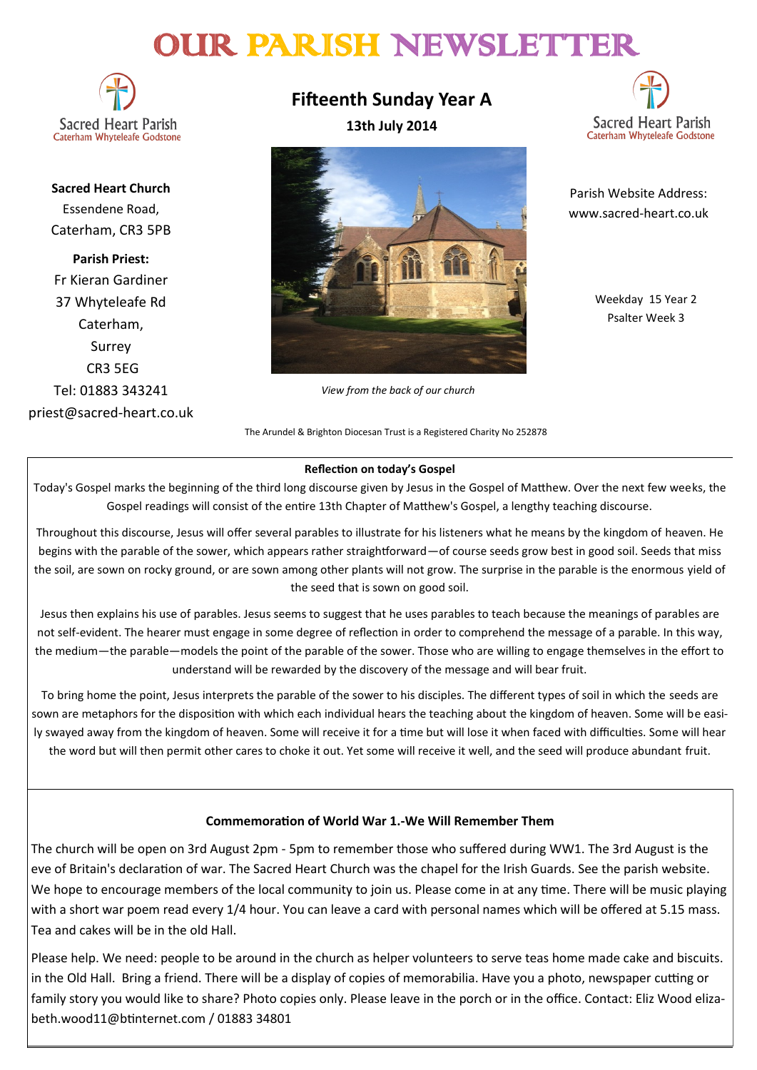# OUR PARISH NEWSLETTER

Sacred Heart Parish
Caterham Whyteleafe Godstone

**Sacred Heart Church**
Essendene Road,
Caterham, CR3 5PB

**Parish Priest:**
Fr Kieran Gardiner
37 Whyteleafe Rd
Caterham,
Surrey
CR3 5EG
Tel: 01883 343241
priest@sacred-heart.co.uk

## Fifteenth Sunday Year A

**13th July 2014**

*View from the back of our church*

Sacred Heart Parish
Caterham Whyteleafe Godstone

Parish Website Address:
www.sacred-heart.co.uk

Weekday 15 Year 2
Psalter Week 3

The Arundel & Brighton Diocesan Trust is a Registered Charity No 252878

### Reflection on today's Gospel

Today's Gospel marks the beginning of the third long discourse given by Jesus in the Gospel of Matthew. Over the next few weeks, the Gospel readings will consist of the entire 13th Chapter of Matthew's Gospel, a lengthy teaching discourse.

Throughout this discourse, Jesus will offer several parables to illustrate for his listeners what he means by the kingdom of heaven. He begins with the parable of the sower, which appears rather straightforward—of course seeds grow best in good soil. Seeds that miss the soil, are sown on rocky ground, or are sown among other plants will not grow. The surprise in the parable is the enormous yield of the seed that is sown on good soil.

Jesus then explains his use of parables. Jesus seems to suggest that he uses parables to teach because the meanings of parables are not self-evident. The hearer must engage in some degree of reflection in order to comprehend the message of a parable. In this way, the medium—the parable—models the point of the parable of the sower. Those who are willing to engage themselves in the effort to understand will be rewarded by the discovery of the message and will bear fruit.

To bring home the point, Jesus interprets the parable of the sower to his disciples. The different types of soil in which the seeds are sown are metaphors for the disposition with which each individual hears the teaching about the kingdom of heaven. Some will be easily swayed away from the kingdom of heaven. Some will receive it for a time but will lose it when faced with difficulties. Some will hear the word but will then permit other cares to choke it out. Yet some will receive it well, and the seed will produce abundant fruit.

### Commemoration of World War 1.-We Will Remember Them

The church will be open on 3rd August 2pm - 5pm to remember those who suffered during WW1. The 3rd August is the eve of Britain's declaration of war. The Sacred Heart Church was the chapel for the Irish Guards. See the parish website. We hope to encourage members of the local community to join us. Please come in at any time. There will be music playing with a short war poem read every 1/4 hour. You can leave a card with personal names which will be offered at 5.15 mass. Tea and cakes will be in the old Hall.

Please help. We need: people to be around in the church as helper volunteers to serve teas home made cake and biscuits. in the Old Hall. Bring a friend. There will be a display of copies of memorabilia. Have you a photo, newspaper cutting or family story you would like to share? Photo copies only. Please leave in the porch or in the office. Contact: Eliz Wood elizabeth.wood11@btinternet.com / 01883 34801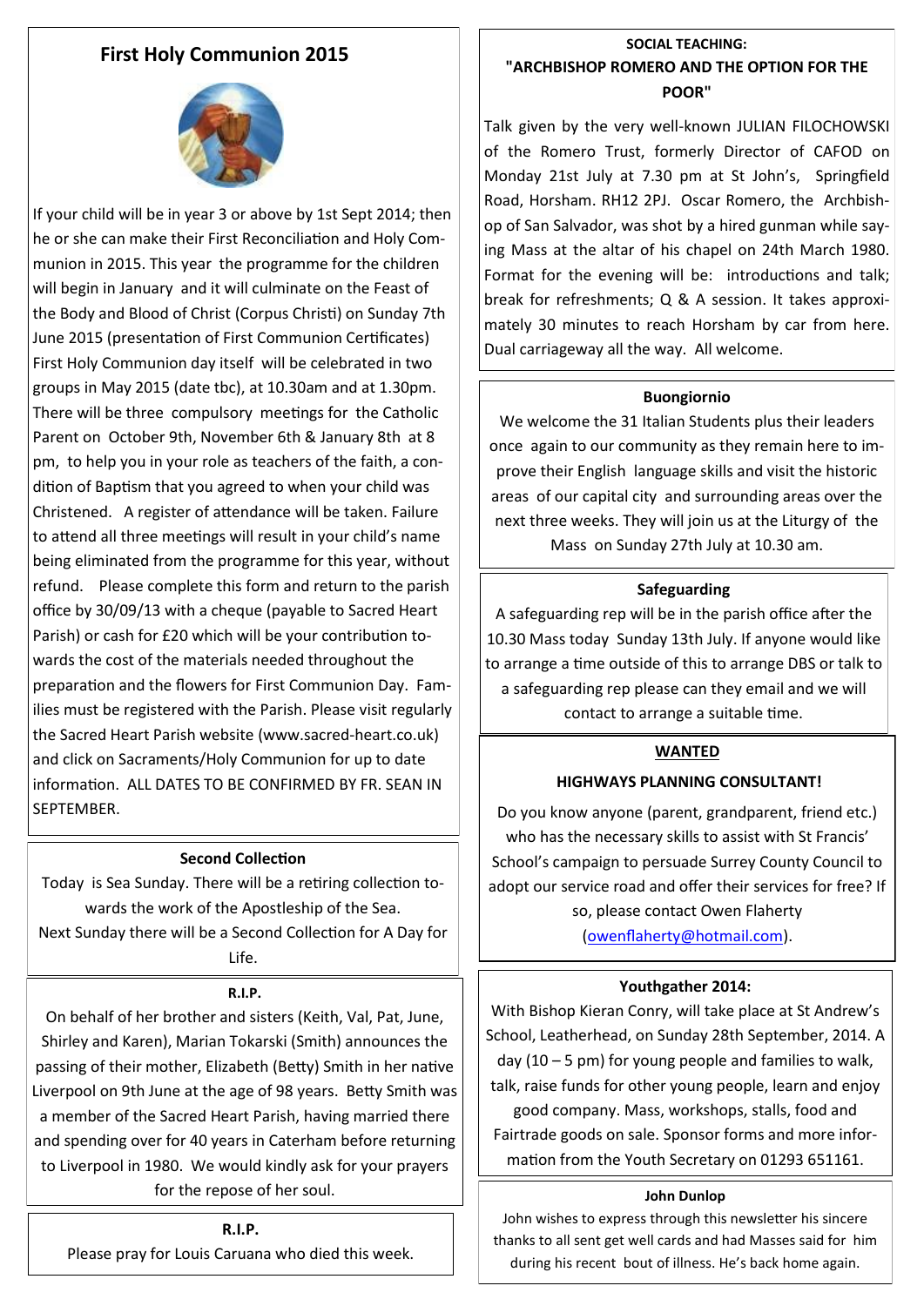## First Holy Communion 2015

If your child will be in year 3 or above by 1st Sept 2014; then he or she can make their First Reconciliation and Holy Communion in 2015. This year the programme for the children will begin in January and it will culminate on the Feast of the Body and Blood of Christ (Corpus Christi) on Sunday 7th June 2015 (presentation of First Communion Certificates) First Holy Communion day itself will be celebrated in two groups in May 2015 (date tbc), at 10.30am and at 1.30pm. There will be three compulsory meetings for the Catholic Parent on October 9th, November 6th & January 8th at 8 pm, to help you in your role as teachers of the faith, a condition of Baptism that you agreed to when your child was Christened. A register of attendance will be taken. Failure to attend all three meetings will result in your child's name being eliminated from the programme for this year, without refund. Please complete this form and return to the parish office by 30/09/13 with a cheque (payable to Sacred Heart Parish) or cash for £20 which will be your contribution towards the cost of the materials needed throughout the preparation and the flowers for First Communion Day. Families must be registered with the Parish. Please visit regularly the Sacred Heart Parish website (www.sacred-heart.co.uk) and click on Sacraments/Holy Communion for up to date information. ALL DATES TO BE CONFIRMED BY FR. SEAN IN SEPTEMBER.

### Second Collection

Today is Sea Sunday. There will be a retiring collection towards the work of the Apostleship of the Sea.
Next Sunday there will be a Second Collection for A Day for Life.

### R.I.P.

On behalf of her brother and sisters (Keith, Val, Pat, June, Shirley and Karen), Marian Tokarski (Smith) announces the passing of their mother, Elizabeth (Betty) Smith in her native Liverpool on 9th June at the age of 98 years. Betty Smith was a member of the Sacred Heart Parish, having married there and spending over for 40 years in Caterham before returning to Liverpool in 1980. We would kindly ask for your prayers for the repose of her soul.

### R.I.P.

Please pray for Louis Caruana who died this week.

### SOCIAL TEACHING: "ARCHBISHOP ROMERO AND THE OPTION FOR THE POOR"

Talk given by the very well-known JULIAN FILOCHOWSKI of the Romero Trust, formerly Director of CAFOD on Monday 21st July at 7.30 pm at St John's, Springfield Road, Horsham. RH12 2PJ. Oscar Romero, the Archbishop of San Salvador, was shot by a hired gunman while saying Mass at the altar of his chapel on 24th March 1980. Format for the evening will be: introductions and talk; break for refreshments; Q & A session. It takes approximately 30 minutes to reach Horsham by car from here. Dual carriageway all the way. All welcome.

### Buongiornio

We welcome the 31 Italian Students plus their leaders once again to our community as they remain here to improve their English language skills and visit the historic areas of our capital city and surrounding areas over the next three weeks. They will join us at the Liturgy of the Mass on Sunday 27th July at 10.30 am.

### Safeguarding

A safeguarding rep will be in the parish office after the 10.30 Mass today Sunday 13th July. If anyone would like to arrange a time outside of this to arrange DBS or talk to a safeguarding rep please can they email and we will contact to arrange a suitable time.

### WANTED

**HIGHWAYS PLANNING CONSULTANT!**

Do you know anyone (parent, grandparent, friend etc.) who has the necessary skills to assist with St Francis' School's campaign to persuade Surrey County Council to adopt our service road and offer their services for free? If so, please contact Owen Flaherty (owenflaherty@hotmail.com).

### Youthgather 2014:

With Bishop Kieran Conry, will take place at St Andrew's School, Leatherhead, on Sunday 28th September, 2014. A day (10 – 5 pm) for young people and families to walk, talk, raise funds for other young people, learn and enjoy good company. Mass, workshops, stalls, food and Fairtrade goods on sale. Sponsor forms and more information from the Youth Secretary on 01293 651161.

### John Dunlop

John wishes to express through this newsletter his sincere thanks to all sent get well cards and had Masses said for him during his recent bout of illness. He's back home again.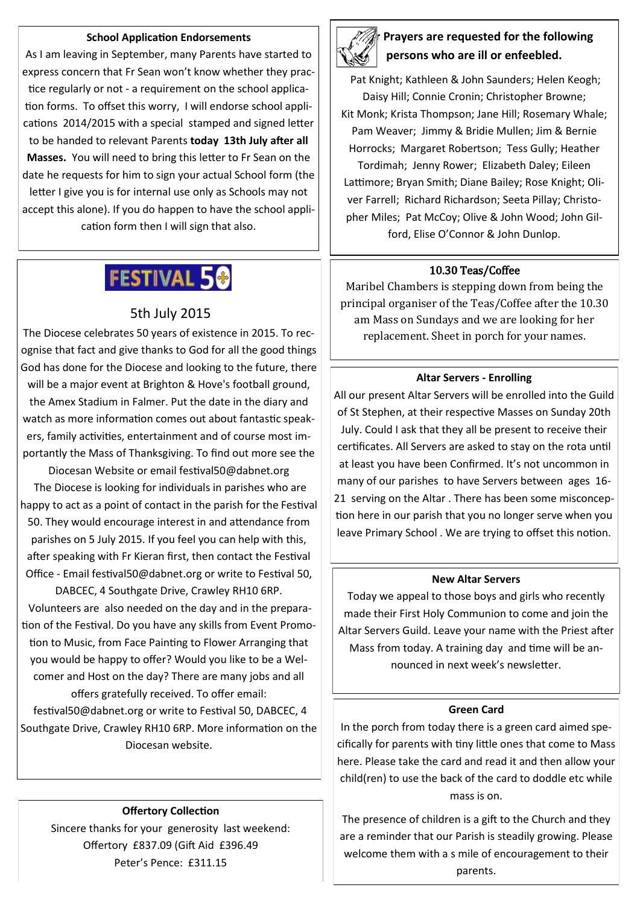### School Application Endorsements

As I am leaving in September, many Parents have started to express concern that Fr Sean won't know whether they practice regularly or not - a requirement on the school application forms. To offset this worry, I will endorse school applications 2014/2015 with a special stamped and signed letter to be handed to relevant Parents **today 13th July after all Masses.** You will need to bring this letter to Fr Sean on the date he requests for him to sign your actual School form (the letter I give you is for internal use only as Schools may not accept this alone). If you do happen to have the school application form then I will sign that also.

## FESTIVAL 50

5th July 2015

The Diocese celebrates 50 years of existence in 2015. To recognise that fact and give thanks to God for all the good things God has done for the Diocese and looking to the future, there will be a major event at Brighton & Hove's football ground, the Amex Stadium in Falmer. Put the date in the diary and watch as more information comes out about fantastic speakers, family activities, entertainment and of course most importantly the Mass of Thanksgiving. To find out more see the Diocesan Website or email festival50@dabnet.org

The Diocese is looking for individuals in parishes who are happy to act as a point of contact in the parish for the Festival 50. They would encourage interest in and attendance from parishes on 5 July 2015. If you feel you can help with this, after speaking with Fr Kieran first, then contact the Festival Office - Email festival50@dabnet.org or write to Festival 50, DABCEC, 4 Southgate Drive, Crawley RH10 6RP.

Volunteers are also needed on the day and in the preparation of the Festival. Do you have any skills from Event Promotion to Music, from Face Painting to Flower Arranging that you would be happy to offer? Would you like to be a Welcomer and Host on the day? There are many jobs and all offers gratefully received. To offer email: festival50@dabnet.org or write to Festival 50, DABCEC, 4 Southgate Drive, Crawley RH10 6RP. More information on the Diocesan website.

### Offertory Collection

Sincere thanks for your generosity last weekend:
Offertory £837.09 (Gift Aid £396.49
Peter's Pence: £311.15

### Prayers are requested for the following persons who are ill or enfeebled.

Pat Knight; Kathleen & John Saunders; Helen Keogh; Daisy Hill; Connie Cronin; Christopher Browne; Kit Monk; Krista Thompson; Jane Hill; Rosemary Whale; Pam Weaver; Jimmy & Bridie Mullen; Jim & Bernie Horrocks; Margaret Robertson; Tess Gully; Heather Tordimah; Jenny Rower; Elizabeth Daley; Eileen Lattimore; Bryan Smith; Diane Bailey; Rose Knight; Oliver Farrell; Richard Richardson; Seeta Pillay; Christopher Miles; Pat McCoy; Olive & John Wood; John Gilford, Elise O'Connor & John Dunlop.

### 10.30 Teas/Coffee

Maribel Chambers is stepping down from being the principal organiser of the Teas/Coffee after the 10.30 am Mass on Sundays and we are looking for her replacement. Sheet in porch for your names.

### Altar Servers - Enrolling

All our present Altar Servers will be enrolled into the Guild of St Stephen, at their respective Masses on Sunday 20th July. Could I ask that they all be present to receive their certificates. All Servers are asked to stay on the rota until at least you have been Confirmed. It's not uncommon in many of our parishes to have Servers between ages 16-21 serving on the Altar . There has been some misconception here in our parish that you no longer serve when you leave Primary School . We are trying to offset this notion.

### New Altar Servers

Today we appeal to those boys and girls who recently made their First Holy Communion to come and join the Altar Servers Guild. Leave your name with the Priest after Mass from today. A training day and time will be announced in next week's newsletter.

### Green Card

In the porch from today there is a green card aimed specifically for parents with tiny little ones that come to Mass here. Please take the card and read it and then allow your child(ren) to use the back of the card to doddle etc while mass is on.

The presence of children is a gift to the Church and they are a reminder that our Parish is steadily growing. Please welcome them with a s mile of encouragement to their parents.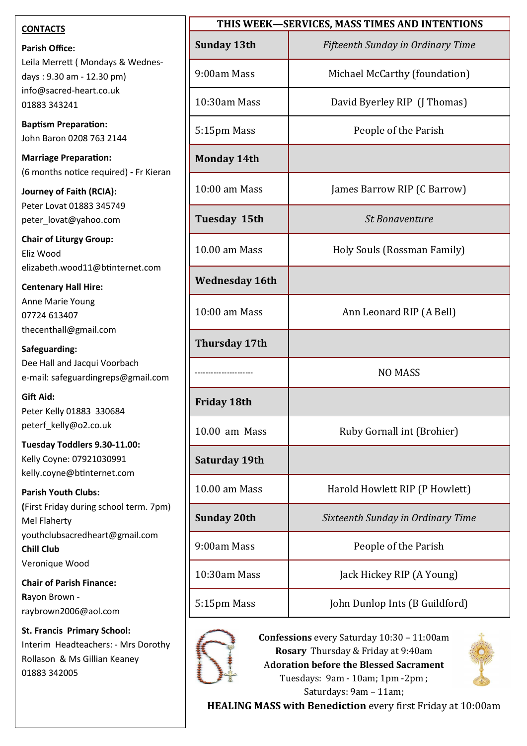## CONTACTS

**Parish Office:**
Leila Merrett ( Mondays & Wednesdays : 9.30 am - 12.30 pm)
info@sacred-heart.co.uk
01883 343241

**Baptism Preparation:**
John Baron 0208 763 2144

**Marriage Preparation:**
(6 months notice required) **-** Fr Kieran

**Journey of Faith (RCIA):**
Peter Lovat 01883 345749
peter_lovat@yahoo.com

**Chair of Liturgy Group:**
Eliz Wood
elizabeth.wood11@btinternet.com

**Centenary Hall Hire:**
Anne Marie Young
07724 613407
thecenthall@gmail.com

**Safeguarding:**
Dee Hall and Jacqui Voorbach
e-mail: safeguardingreps@gmail.com

**Gift Aid:**
Peter Kelly 01883 330684
peterf_kelly@o2.co.uk

**Tuesday Toddlers 9.30-11.00:**
Kelly Coyne: 07921030991
kelly.coyne@btinternet.com

**Parish Youth Clubs:**
**(**First Friday during school term. 7pm)
Mel Flaherty
youthclubsacredheart@gmail.com
**Chill Club**
Veronique Wood

**Chair of Parish Finance:**
**R**ayon Brown -
raybrown2006@aol.com

**St. Francis Primary School:**
Interim Headteachers: - Mrs Dorothy Rollason & Ms Gillian Keaney
01883 342005

## THIS WEEK—SERVICES, MASS TIMES AND INTENTIONS

| | |
|---|---|
| **Sunday 13th** | *Fifteenth Sunday in Ordinary Time* |
| 9:00am Mass | Michael McCarthy (foundation) |
| 10:30am Mass | David Byerley RIP (J Thomas) |
| 5:15pm Mass | People of the Parish |
| **Monday 14th** | |
| 10:00 am Mass | James Barrow RIP (C Barrow) |
| **Tuesday 15th** | *St Bonaventure* |
| 10.00 am Mass | Holy Souls (Rossman Family) |
| **Wednesday 16th** | |
| 10:00 am Mass | Ann Leonard RIP (A Bell) |
| **Thursday 17th** | |
| ---------------------- | NO MASS |
| **Friday 18th** | |
| 10.00 am Mass | Ruby Gornall int (Brohier) |
| **Saturday 19th** | |
| 10.00 am Mass | Harold Howlett RIP (P Howlett) |
| **Sunday 20th** | *Sixteenth Sunday in Ordinary Time* |
| 9:00am Mass | People of the Parish |
| 10:30am Mass | Jack Hickey RIP (A Young) |
| 5:15pm Mass | John Dunlop Ints (B Guildford) |

**Confessions** every Saturday 10:30 – 11:00am
**Rosary** Thursday & Friday at 9:40am
A**doration before the Blessed Sacrament**
Tuesdays: 9am - 10am; 1pm -2pm ;
Saturdays: 9am – 11am;
**HEALING MASS with Benediction** every first Friday at 10:00am